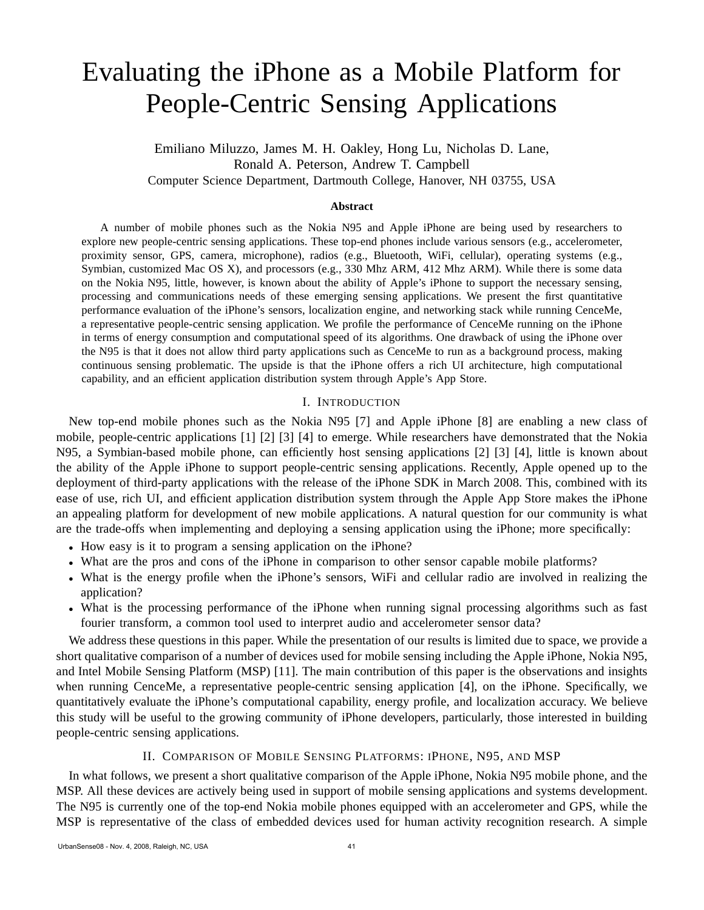# Evaluating the iPhone as a Mobile Platform for People-Centric Sensing Applications

Emiliano Miluzzo, James M. H. Oakley, Hong Lu, Nicholas D. Lane,
Ronald A. Peterson, Andrew T. Campbell
Computer Science Department, Dartmouth College, Hanover, NH 03755, USA

### Abstract

A number of mobile phones such as the Nokia N95 and Apple iPhone are being used by researchers to explore new people-centric sensing applications. These top-end phones include various sensors (e.g., accelerometer, proximity sensor, GPS, camera, microphone), radios (e.g., Bluetooth, WiFi, cellular), operating systems (e.g., Symbian, customized Mac OS X), and processors (e.g., 330 Mhz ARM, 412 Mhz ARM). While there is some data on the Nokia N95, little, however, is known about the ability of Apple's iPhone to support the necessary sensing, processing and communications needs of these emerging sensing applications. We present the first quantitative performance evaluation of the iPhone's sensors, localization engine, and networking stack while running CenceMe, a representative people-centric sensing application. We profile the performance of CenceMe running on the iPhone in terms of energy consumption and computational speed of its algorithms. One drawback of using the iPhone over the N95 is that it does not allow third party applications such as CenceMe to run as a background process, making continuous sensing problematic. The upside is that the iPhone offers a rich UI architecture, high computational capability, and an efficient application distribution system through Apple's App Store.

## I. Introduction

New top-end mobile phones such as the Nokia N95 [7] and Apple iPhone [8] are enabling a new class of mobile, people-centric applications [1] [2] [3] [4] to emerge. While researchers have demonstrated that the Nokia N95, a Symbian-based mobile phone, can efficiently host sensing applications [2] [3] [4], little is known about the ability of the Apple iPhone to support people-centric sensing applications. Recently, Apple opened up to the deployment of third-party applications with the release of the iPhone SDK in March 2008. This, combined with its ease of use, rich UI, and efficient application distribution system through the Apple App Store makes the iPhone an appealing platform for development of new mobile applications. A natural question for our community is what are the trade-offs when implementing and deploying a sensing application using the iPhone; more specifically:

- How easy is it to program a sensing application on the iPhone?
- What are the pros and cons of the iPhone in comparison to other sensor capable mobile platforms?
- What is the energy profile when the iPhone's sensors, WiFi and cellular radio are involved in realizing the application?
- What is the processing performance of the iPhone when running signal processing algorithms such as fast fourier transform, a common tool used to interpret audio and accelerometer sensor data?

We address these questions in this paper. While the presentation of our results is limited due to space, we provide a short qualitative comparison of a number of devices used for mobile sensing including the Apple iPhone, Nokia N95, and Intel Mobile Sensing Platform (MSP) [11]. The main contribution of this paper is the observations and insights when running CenceMe, a representative people-centric sensing application [4], on the iPhone. Specifically, we quantitatively evaluate the iPhone's computational capability, energy profile, and localization accuracy. We believe this study will be useful to the growing community of iPhone developers, particularly, those interested in building people-centric sensing applications.

## II. Comparison of Mobile Sensing Platforms: iPhone, N95, and MSP

In what follows, we present a short qualitative comparison of the Apple iPhone, Nokia N95 mobile phone, and the MSP. All these devices are actively being used in support of mobile sensing applications and systems development. The N95 is currently one of the top-end Nokia mobile phones equipped with an accelerometer and GPS, while the MSP is representative of the class of embedded devices used for human activity recognition research. A simple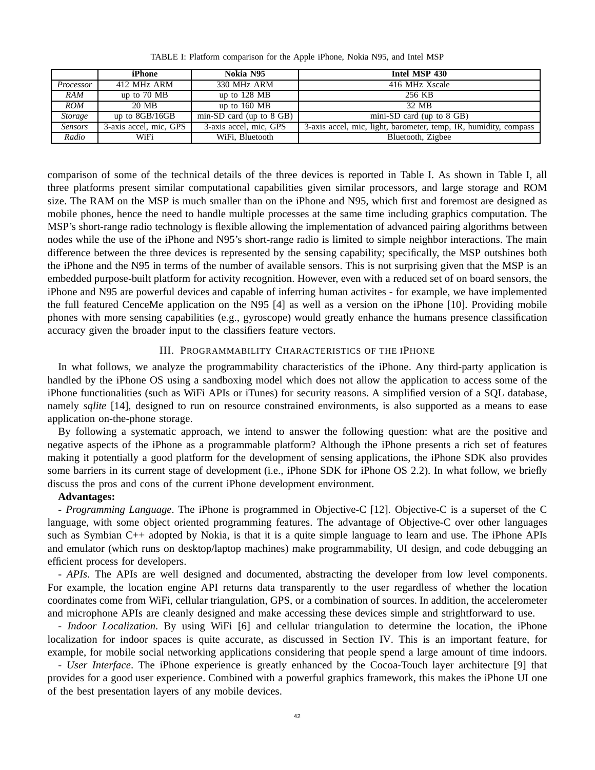TABLE I: Platform comparison for the Apple iPhone, Nokia N95, and Intel MSP

| | iPhone | Nokia N95 | Intel MSP 430 |
|---|---|---|---|
| *Processor* | 412 MHz ARM | 330 MHz ARM | 416 MHz Xscale |
| *RAM* | up to 70 MB | up to 128 MB | 256 KB |
| *ROM* | 20 MB | up to 160 MB | 32 MB |
| *Storage* | up to 8GB/16GB | min-SD card (up to 8 GB) | mini-SD card (up to 8 GB) |
| *Sensors* | 3-axis accel, mic, GPS | 3-axis accel, mic, GPS | 3-axis accel, mic, light, barometer, temp, IR, humidity, compass |
| *Radio* | WiFi | WiFi, Bluetooth | Bluetooth, Zigbee |

comparison of some of the technical details of the three devices is reported in Table I. As shown in Table I, all three platforms present similar computational capabilities given similar processors, and large storage and ROM size. The RAM on the MSP is much smaller than on the iPhone and N95, which first and foremost are designed as mobile phones, hence the need to handle multiple processes at the same time including graphics computation. The MSP's short-range radio technology is flexible allowing the implementation of advanced pairing algorithms between nodes while the use of the iPhone and N95's short-range radio is limited to simple neighbor interactions. The main difference between the three devices is represented by the sensing capability; specifically, the MSP outshines both the iPhone and the N95 in terms of the number of available sensors. This is not surprising given that the MSP is an embedded purpose-built platform for activity recognition. However, even with a reduced set of on board sensors, the iPhone and N95 are powerful devices and capable of inferring human activites - for example, we have implemented the full featured CenceMe application on the N95 [4] as well as a version on the iPhone [10]. Providing mobile phones with more sensing capabilities (e.g., gyroscope) would greatly enhance the humans presence classification accuracy given the broader input to the classifiers feature vectors.

## III. Programmability Characteristics of the iPhone

In what follows, we analyze the programmability characteristics of the iPhone. Any third-party application is handled by the iPhone OS using a sandboxing model which does not allow the application to access some of the iPhone functionalities (such as WiFi APIs or iTunes) for security reasons. A simplified version of a SQL database, namely *sqlite* [14], designed to run on resource constrained environments, is also supported as a means to ease application on-the-phone storage.

By following a systematic approach, we intend to answer the following question: what are the positive and negative aspects of the iPhone as a programmable platform? Although the iPhone presents a rich set of features making it potentially a good platform for the development of sensing applications, the iPhone SDK also provides some barriers in its current stage of development (i.e., iPhone SDK for iPhone OS 2.2). In what follow, we briefly discuss the pros and cons of the current iPhone development environment.

**Advantages:**

- *Programming Language*. The iPhone is programmed in Objective-C [12]. Objective-C is a superset of the C language, with some object oriented programming features. The advantage of Objective-C over other languages such as Symbian C++ adopted by Nokia, is that it is a quite simple language to learn and use. The iPhone APIs and emulator (which runs on desktop/laptop machines) make programmability, UI design, and code debugging an efficient process for developers.

- *APIs*. The APIs are well designed and documented, abstracting the developer from low level components. For example, the location engine API returns data transparently to the user regardless of whether the location coordinates come from WiFi, cellular triangulation, GPS, or a combination of sources. In addition, the accelerometer and microphone APIs are cleanly designed and make accessing these devices simple and strightforward to use.

- *Indoor Localization*. By using WiFi [6] and cellular triangulation to determine the location, the iPhone localization for indoor spaces is quite accurate, as discussed in Section IV. This is an important feature, for example, for mobile social networking applications considering that people spend a large amount of time indoors.

- *User Interface*. The iPhone experience is greatly enhanced by the Cocoa-Touch layer architecture [9] that provides for a good user experience. Combined with a powerful graphics framework, this makes the iPhone UI one of the best presentation layers of any mobile devices.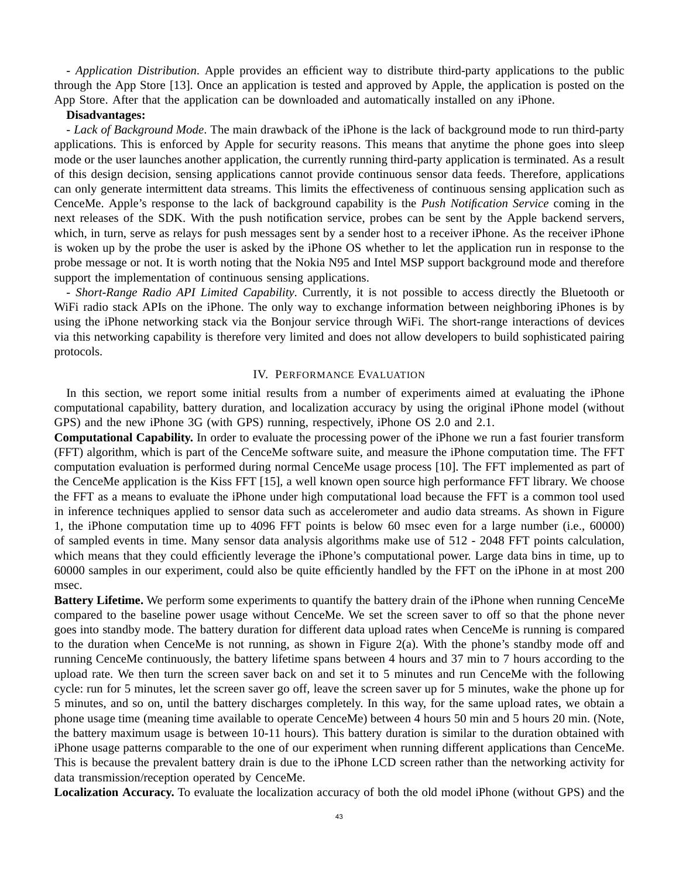- *Application Distribution*. Apple provides an efficient way to distribute third-party applications to the public through the App Store [13]. Once an application is tested and approved by Apple, the application is posted on the App Store. After that the application can be downloaded and automatically installed on any iPhone.

**Disadvantages:**

- *Lack of Background Mode*. The main drawback of the iPhone is the lack of background mode to run third-party applications. This is enforced by Apple for security reasons. This means that anytime the phone goes into sleep mode or the user launches another application, the currently running third-party application is terminated. As a result of this design decision, sensing applications cannot provide continuous sensor data feeds. Therefore, applications can only generate intermittent data streams. This limits the effectiveness of continuous sensing application such as CenceMe. Apple's response to the lack of background capability is the *Push Notification Service* coming in the next releases of the SDK. With the push notification service, probes can be sent by the Apple backend servers, which, in turn, serve as relays for push messages sent by a sender host to a receiver iPhone. As the receiver iPhone is woken up by the probe the user is asked by the iPhone OS whether to let the application run in response to the probe message or not. It is worth noting that the Nokia N95 and Intel MSP support background mode and therefore support the implementation of continuous sensing applications.

- *Short-Range Radio API Limited Capability*. Currently, it is not possible to access directly the Bluetooth or WiFi radio stack APIs on the iPhone. The only way to exchange information between neighboring iPhones is by using the iPhone networking stack via the Bonjour service through WiFi. The short-range interactions of devices via this networking capability is therefore very limited and does not allow developers to build sophisticated pairing protocols.

## IV. Performance Evaluation

In this section, we report some initial results from a number of experiments aimed at evaluating the iPhone computational capability, battery duration, and localization accuracy by using the original iPhone model (without GPS) and the new iPhone 3G (with GPS) running, respectively, iPhone OS 2.0 and 2.1.

**Computational Capability.** In order to evaluate the processing power of the iPhone we run a fast fourier transform (FFT) algorithm, which is part of the CenceMe software suite, and measure the iPhone computation time. The FFT computation evaluation is performed during normal CenceMe usage process [10]. The FFT implemented as part of the CenceMe application is the Kiss FFT [15], a well known open source high performance FFT library. We choose the FFT as a means to evaluate the iPhone under high computational load because the FFT is a common tool used in inference techniques applied to sensor data such as accelerometer and audio data streams. As shown in Figure 1, the iPhone computation time up to 4096 FFT points is below 60 msec even for a large number (i.e., 60000) of sampled events in time. Many sensor data analysis algorithms make use of 512 - 2048 FFT points calculation, which means that they could efficiently leverage the iPhone's computational power. Large data bins in time, up to 60000 samples in our experiment, could also be quite efficiently handled by the FFT on the iPhone in at most 200 msec.

**Battery Lifetime.** We perform some experiments to quantify the battery drain of the iPhone when running CenceMe compared to the baseline power usage without CenceMe. We set the screen saver to off so that the phone never goes into standby mode. The battery duration for different data upload rates when CenceMe is running is compared to the duration when CenceMe is not running, as shown in Figure 2(a). With the phone's standby mode off and running CenceMe continuously, the battery lifetime spans between 4 hours and 37 min to 7 hours according to the upload rate. We then turn the screen saver back on and set it to 5 minutes and run CenceMe with the following cycle: run for 5 minutes, let the screen saver go off, leave the screen saver up for 5 minutes, wake the phone up for 5 minutes, and so on, until the battery discharges completely. In this way, for the same upload rates, we obtain a phone usage time (meaning time available to operate CenceMe) between 4 hours 50 min and 5 hours 20 min. (Note, the battery maximum usage is between 10-11 hours). This battery duration is similar to the duration obtained with iPhone usage patterns comparable to the one of our experiment when running different applications than CenceMe. This is because the prevalent battery drain is due to the iPhone LCD screen rather than the networking activity for data transmission/reception operated by CenceMe.

**Localization Accuracy.** To evaluate the localization accuracy of both the old model iPhone (without GPS) and the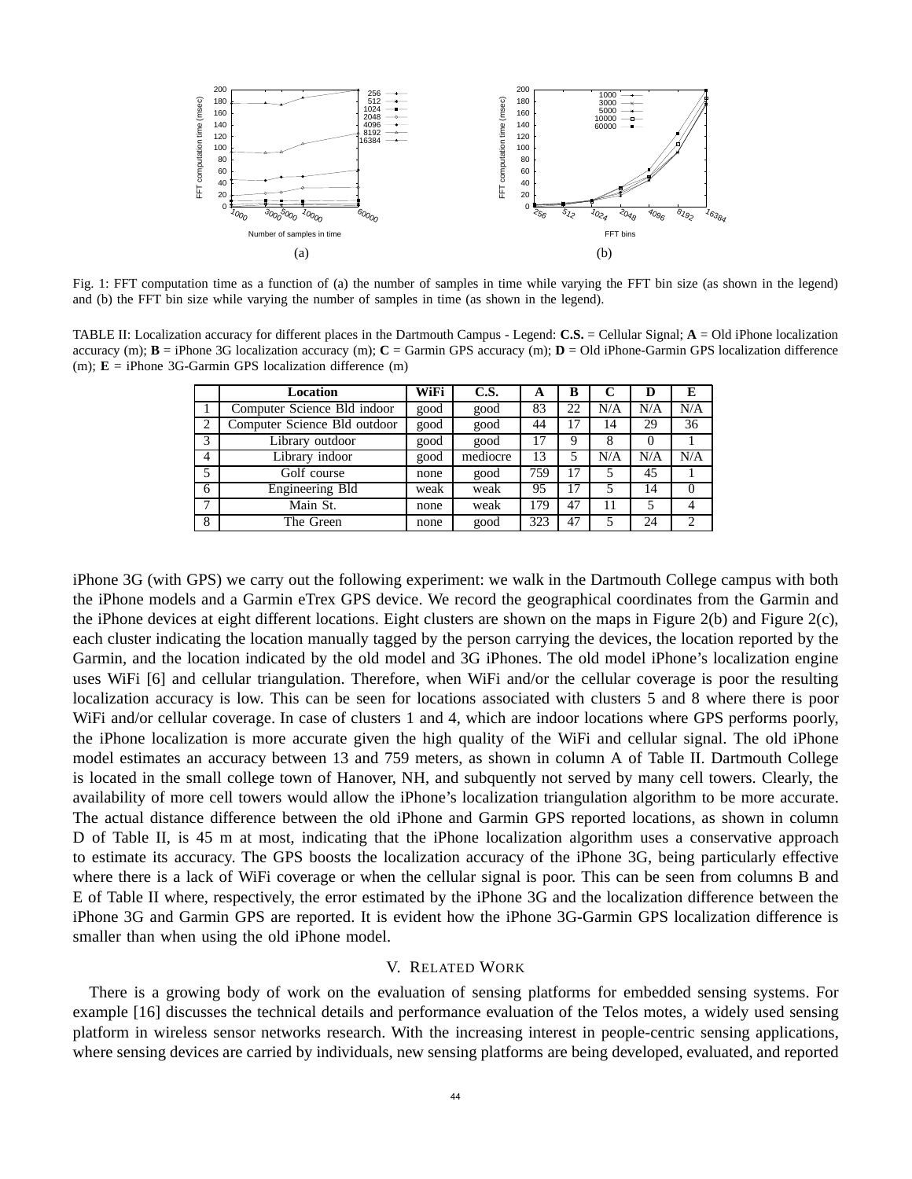Fig. 1: FFT computation time as a function of (a) the number of samples in time while varying the FFT bin size (as shown in the legend) and (b) the FFT bin size while varying the number of samples in time (as shown in the legend).

TABLE II: Localization accuracy for different places in the Dartmouth Campus - Legend: **C.S.** = Cellular Signal; **A** = Old iPhone localization accuracy (m); **B** = iPhone 3G localization accuracy (m); **C** = Garmin GPS accuracy (m); **D** = Old iPhone-Garmin GPS localization difference (m); **E** = iPhone 3G-Garmin GPS localization difference (m)

| | Location | WiFi | C.S. | A | B | C | D | E |
|---|---|---|---|---|---|---|---|---|
| 1 | Computer Science Bld indoor | good | good | 83 | 22 | N/A | N/A | N/A |
| 2 | Computer Science Bld outdoor | good | good | 44 | 17 | 14 | 29 | 36 |
| 3 | Library outdoor | good | good | 17 | 9 | 8 | 0 | 1 |
| 4 | Library indoor | good | mediocre | 13 | 5 | N/A | N/A | N/A |
| 5 | Golf course | none | good | 759 | 17 | 5 | 45 | 1 |
| 6 | Engineering Bld | weak | weak | 95 | 17 | 5 | 14 | 0 |
| 7 | Main St. | none | weak | 179 | 47 | 11 | 5 | 4 |
| 8 | The Green | none | good | 323 | 47 | 5 | 24 | 2 |

iPhone 3G (with GPS) we carry out the following experiment: we walk in the Dartmouth College campus with both the iPhone models and a Garmin eTrex GPS device. We record the geographical coordinates from the Garmin and the iPhone devices at eight different locations. Eight clusters are shown on the maps in Figure 2(b) and Figure 2(c), each cluster indicating the location manually tagged by the person carrying the devices, the location reported by the Garmin, and the location indicated by the old model and 3G iPhones. The old model iPhone's localization engine uses WiFi [6] and cellular triangulation. Therefore, when WiFi and/or the cellular coverage is poor the resulting localization accuracy is low. This can be seen for locations associated with clusters 5 and 8 where there is poor WiFi and/or cellular coverage. In case of clusters 1 and 4, which are indoor locations where GPS performs poorly, the iPhone localization is more accurate given the high quality of the WiFi and cellular signal. The old iPhone model estimates an accuracy between 13 and 759 meters, as shown in column A of Table II. Dartmouth College is located in the small college town of Hanover, NH, and subquently not served by many cell towers. Clearly, the availability of more cell towers would allow the iPhone's localization triangulation algorithm to be more accurate. The actual distance difference between the old iPhone and Garmin GPS reported locations, as shown in column D of Table II, is 45 m at most, indicating that the iPhone localization algorithm uses a conservative approach to estimate its accuracy. The GPS boosts the localization accuracy of the iPhone 3G, being particularly effective where there is a lack of WiFi coverage or when the cellular signal is poor. This can be seen from columns B and E of Table II where, respectively, the error estimated by the iPhone 3G and the localization difference between the iPhone 3G and Garmin GPS are reported. It is evident how the iPhone 3G-Garmin GPS localization difference is smaller than when using the old iPhone model.

## V. Related Work

There is a growing body of work on the evaluation of sensing platforms for embedded sensing systems. For example [16] discusses the technical details and performance evaluation of the Telos motes, a widely used sensing platform in wireless sensor networks research. With the increasing interest in people-centric sensing applications, where sensing devices are carried by individuals, new sensing platforms are being developed, evaluated, and reported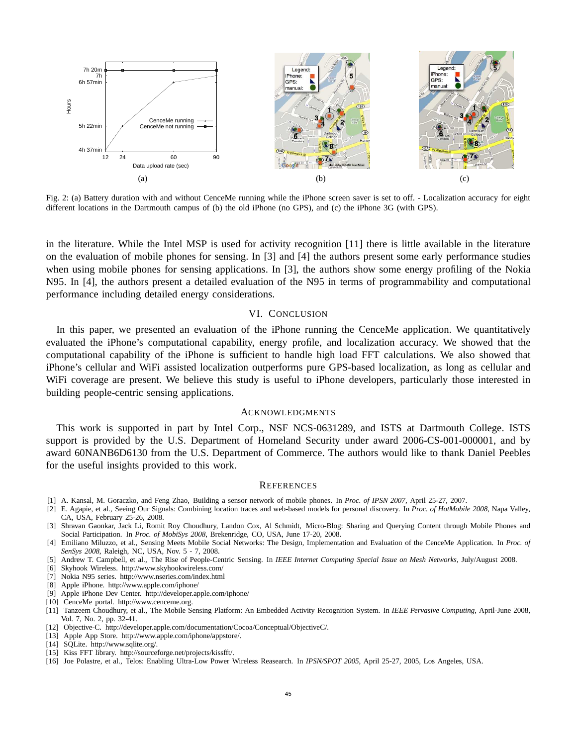7h 20m
7h
6h 57min
Hours
5h 22min
4h 37min
12 24 60 90
Data upload rate (sec)
CenceMe running
CenceMe not running

(a)

Legend:
iPhone:
GPS:
manual:

(b)

Legend:
iPhone:
GPS:
manual:

(c)

Fig. 2: (a) Battery duration with and without CenceMe running while the iPhone screen saver is set to off. - Localization accuracy for eight different locations in the Dartmouth campus of (b) the old iPhone (no GPS), and (c) the iPhone 3G (with GPS).

in the literature. While the Intel MSP is used for activity recognition [11] there is little available in the literature on the evaluation of mobile phones for sensing. In [3] and [4] the authors present some early performance studies when using mobile phones for sensing applications. In [3], the authors show some energy profiling of the Nokia N95. In [4], the authors present a detailed evaluation of the N95 in terms of programmability and computational performance including detailed energy considerations.

## VI. Conclusion

In this paper, we presented an evaluation of the iPhone running the CenceMe application. We quantitatively evaluated the iPhone's computational capability, energy profile, and localization accuracy. We showed that the computational capability of the iPhone is sufficient to handle high load FFT calculations. We also showed that iPhone's cellular and WiFi assisted localization outperforms pure GPS-based localization, as long as cellular and WiFi coverage are present. We believe this study is useful to iPhone developers, particularly those interested in building people-centric sensing applications.

## Acknowledgments

This work is supported in part by Intel Corp., NSF NCS-0631289, and ISTS at Dartmouth College. ISTS support is provided by the U.S. Department of Homeland Security under award 2006-CS-001-000001, and by award 60NANB6D6130 from the U.S. Department of Commerce. The authors would like to thank Daniel Peebles for the useful insights provided to this work.

## References

[1] A. Kansal, M. Goraczko, and Feng Zhao, Building a sensor network of mobile phones. In *Proc. of IPSN 2007*, April 25-27, 2007.

[2] E. Agapie, et al., Seeing Our Signals: Combining location traces and web-based models for personal discovery. In *Proc. of HotMobile 2008*, Napa Valley, CA, USA, February 25-26, 2008.

[3] Shravan Gaonkar, Jack Li, Romit Roy Choudhury, Landon Cox, Al Schmidt, Micro-Blog: Sharing and Querying Content through Mobile Phones and Social Participation. In *Proc. of MobiSys 2008*, Brekenridge, CO, USA, June 17-20, 2008.

[4] Emiliano Miluzzo, et al., Sensing Meets Mobile Social Networks: The Design, Implementation and Evaluation of the CenceMe Application. In *Proc. of SenSys 2008*, Raleigh, NC, USA, Nov. 5 - 7, 2008.

[5] Andrew T. Campbell, et al., The Rise of People-Centric Sensing. In *IEEE Internet Computing Special Issue on Mesh Networks*, July/August 2008.

[6] Skyhook Wireless. http://www.skyhookwireless.com/

[7] Nokia N95 series. http://www.nseries.com/index.html

[8] Apple iPhone. http://www.apple.com/iphone/

[9] Apple iPhone Dev Center. http://developer.apple.com/iphone/

[10] CenceMe portal. http://www.cenceme.org.

[11] Tanzeem Choudhury, et al., The Mobile Sensing Platform: An Embedded Activity Recognition System. In *IEEE Pervasive Computing*, April-June 2008, Vol. 7, No. 2, pp. 32-41.

[12] Objective-C. http://developer.apple.com/documentation/Cocoa/Conceptual/ObjectiveC/.

[13] Apple App Store. http://www.apple.com/iphone/appstore/.

[14] SQLite. http://www.sqlite.org/.

[15] Kiss FFT library. http://sourceforge.net/projects/kissfft/.

[16] Joe Polastre, et al., Telos: Enabling Ultra-Low Power Wireless Reasearch. In *IPSN/SPOT 2005*, April 25-27, 2005, Los Angeles, USA.